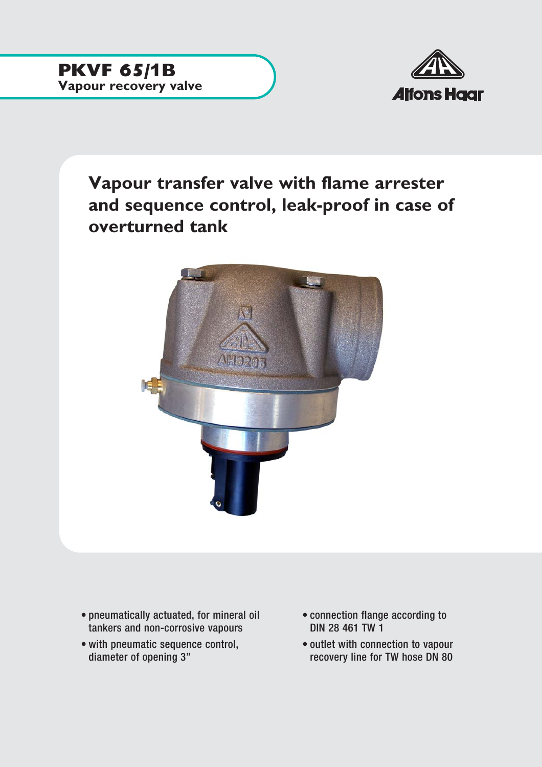# PKVF 65/1B

**Vapour recovery valve**

Alfons Haar

## Vapour transfer valve with flame arrester and sequence control, leak-proof in case of overturned tank

- pneumatically actuated, for mineral oil tankers and non-corrosive vapours
- with pneumatic sequence control, diameter of opening 3"
- connection flange according to DIN 28 461 TW 1
- outlet with connection to vapour recovery line for TW hose DN 80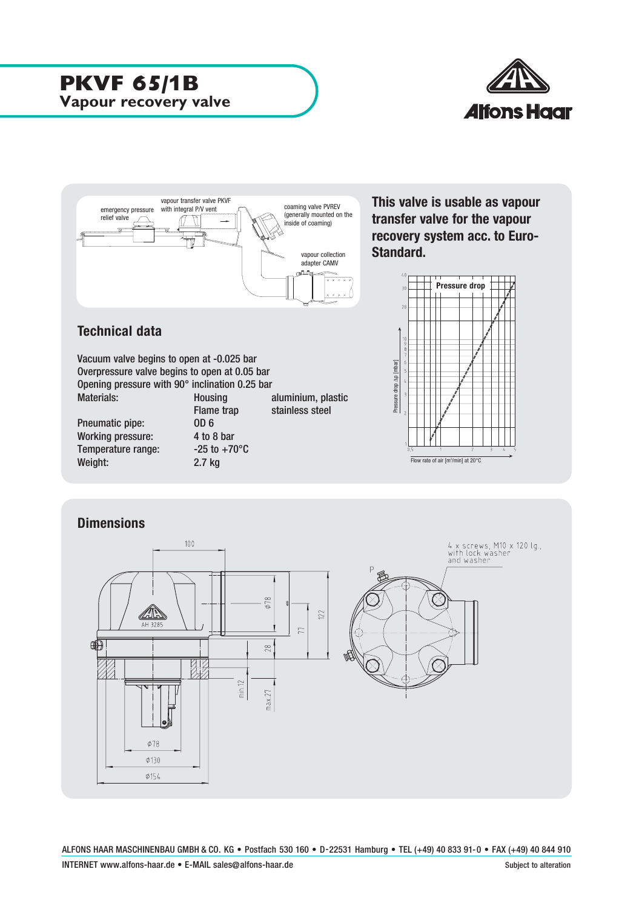# PKVF 65/1B
## Vapour recovery valve

Alfons Haar

emergency pressure relief valve

vapour transfer valve PKVF with integral P/V vent

coaming valve PVREV (generally mounted on the inside of coaming)

vapour collection adapter CAMV

**This valve is usable as vapour transfer valve for the vapour recovery system acc. to Euro-Standard.**

Pressure drop

Pressure drop Δp [mbar]

40
30
20
10
9
8
7
6
5
4
3
2
1

0.5
1
2
3
4
5

Flow rate of air [m³/min] at 20°C

## Technical data

Vacuum valve begins to open at -0.025 bar
Overpressure valve begins to open at 0.05 bar
Opening pressure with 90° inclination 0.25 bar

| | | |
|---|---|---|
| Materials: | Housing | aluminium, plastic |
| | Flame trap | stainless steel |
| Pneumatic pipe: | OD 6 | |
| Working pressure: | 4 to 8 bar | |
| Temperature range: | -25 to +70°C | |
| Weight: | 2.7 kg | |

## Dimensions

100

AH 3285

⌀78

77

122

28

min 12

max 27

⌀78

⌀130

⌀154

P

4 x screws, M10 x 120 lg., with lock washer and washer

ALFONS HAAR MASCHINENBAU GMBH & CO. KG • Postfach 530 160 • D-22531 Hamburg • TEL (+49) 40 833 91-0 • FAX (+49) 40 844 910

INTERNET www.alfons-haar.de • E-MAIL sales@alfons-haar.de

Subject to alteration